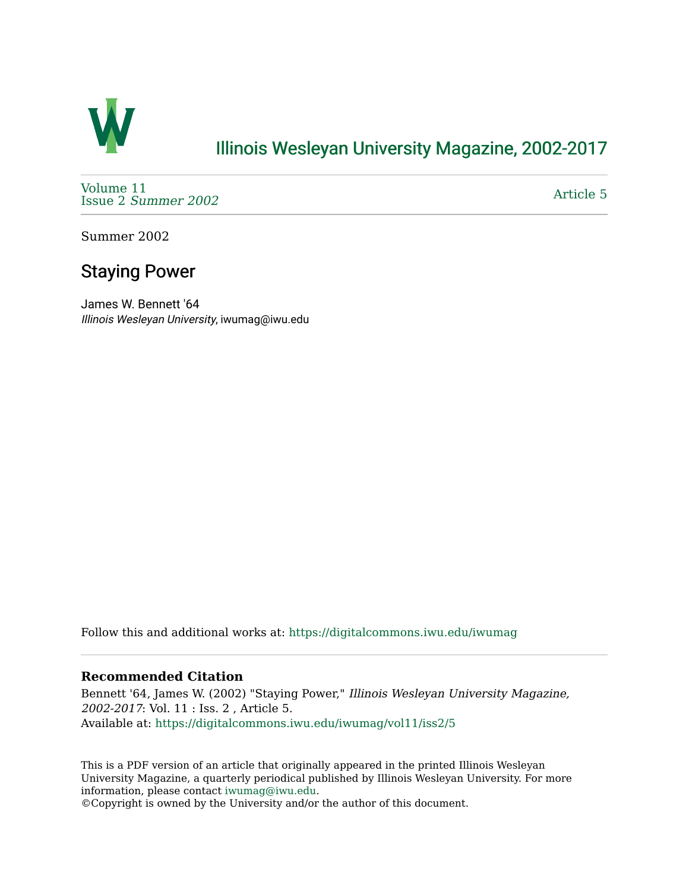# Illinois Wesleyan University Magazine, 2002-2017

Volume 11
Issue 2 *Summer 2002*

Article 5

Summer 2002

## Staying Power

James W. Bennett '64
*Illinois Wesleyan University*, iwumag@iwu.edu

Follow this and additional works at: https://digitalcommons.iwu.edu/iwumag

### Recommended Citation

Bennett '64, James W. (2002) "Staying Power," *Illinois Wesleyan University Magazine, 2002-2017*: Vol. 11 : Iss. 2 , Article 5.
Available at: https://digitalcommons.iwu.edu/iwumag/vol11/iss2/5

This is a PDF version of an article that originally appeared in the printed Illinois Wesleyan University Magazine, a quarterly periodical published by Illinois Wesleyan University. For more information, please contact iwumag@iwu.edu.
©Copyright is owned by the University and/or the author of this document.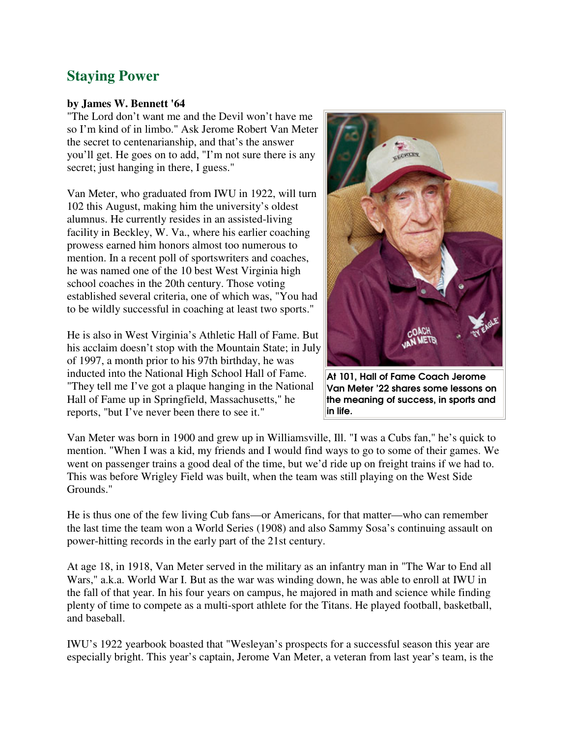## Staying Power

**by James W. Bennett '64**

"The Lord don't want me and the Devil won't have me so I'm kind of in limbo." Ask Jerome Robert Van Meter the secret to centenarianship, and that's the answer you'll get. He goes on to add, "I'm not sure there is any secret; just hanging in there, I guess."

Van Meter, who graduated from IWU in 1922, will turn 102 this August, making him the university's oldest alumnus. He currently resides in an assisted-living facility in Beckley, W. Va., where his earlier coaching prowess earned him honors almost too numerous to mention. In a recent poll of sportswriters and coaches, he was named one of the 10 best West Virginia high school coaches in the 20th century. Those voting established several criteria, one of which was, "You had to be wildly successful in coaching at least two sports."

He is also in West Virginia's Athletic Hall of Fame. But his acclaim doesn't stop with the Mountain State; in July of 1997, a month prior to his 97th birthday, he was inducted into the National High School Hall of Fame. "They tell me I've got a plaque hanging in the National Hall of Fame up in Springfield, Massachusetts," he reports, "but I've never been there to see it."

**At 101, Hall of Fame Coach Jerome Van Meter '22 shares some lessons on the meaning of success, in sports and in life.**

Van Meter was born in 1900 and grew up in Williamsville, Ill. "I was a Cubs fan," he's quick to mention. "When I was a kid, my friends and I would find ways to go to some of their games. We went on passenger trains a good deal of the time, but we'd ride up on freight trains if we had to. This was before Wrigley Field was built, when the team was still playing on the West Side Grounds."

He is thus one of the few living Cub fans—or Americans, for that matter—who can remember the last time the team won a World Series (1908) and also Sammy Sosa's continuing assault on power-hitting records in the early part of the 21st century.

At age 18, in 1918, Van Meter served in the military as an infantry man in "The War to End all Wars," a.k.a. World War I. But as the war was winding down, he was able to enroll at IWU in the fall of that year. In his four years on campus, he majored in math and science while finding plenty of time to compete as a multi-sport athlete for the Titans. He played football, basketball, and baseball.

IWU's 1922 yearbook boasted that "Wesleyan's prospects for a successful season this year are especially bright. This year's captain, Jerome Van Meter, a veteran from last year's team, is the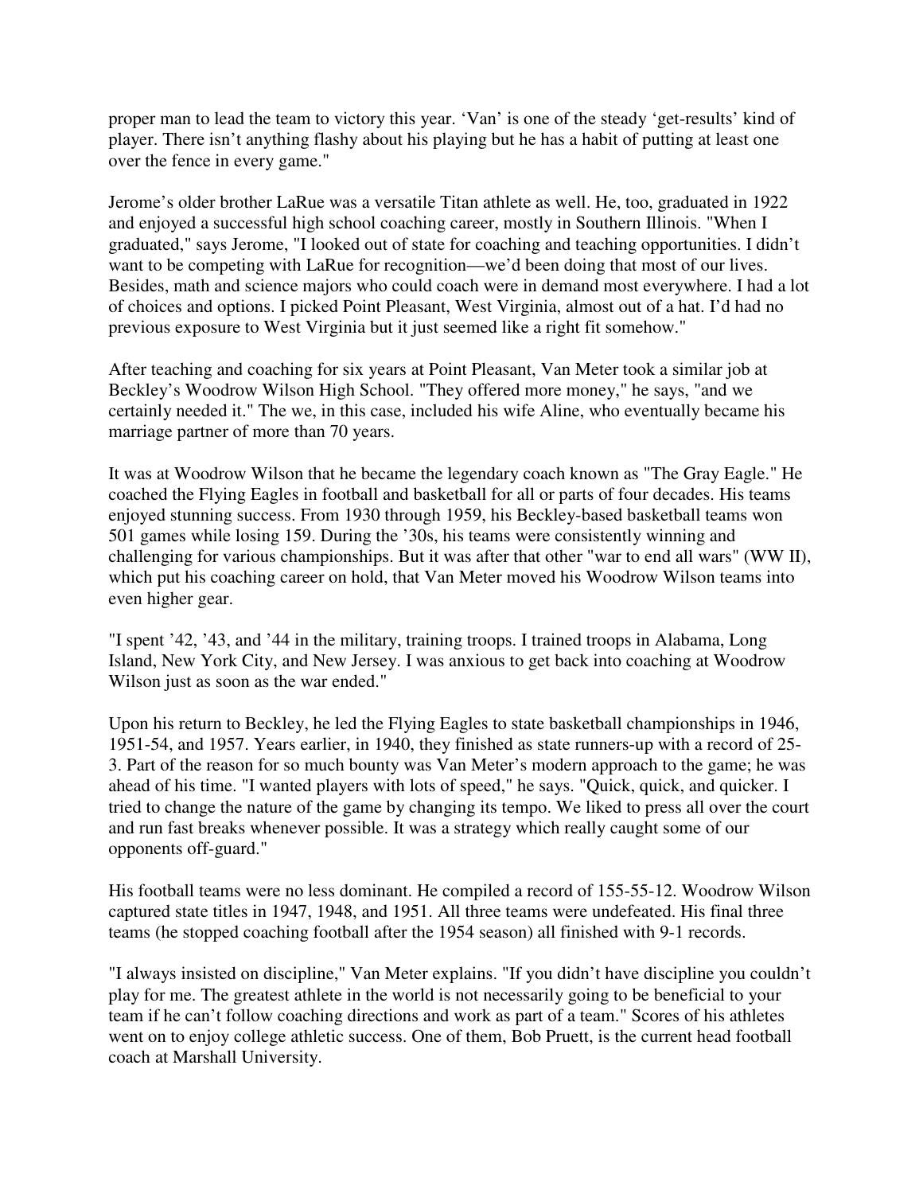proper man to lead the team to victory this year. 'Van' is one of the steady 'get-results' kind of player. There isn't anything flashy about his playing but he has a habit of putting at least one over the fence in every game."

Jerome's older brother LaRue was a versatile Titan athlete as well. He, too, graduated in 1922 and enjoyed a successful high school coaching career, mostly in Southern Illinois. "When I graduated," says Jerome, "I looked out of state for coaching and teaching opportunities. I didn't want to be competing with LaRue for recognition—we'd been doing that most of our lives. Besides, math and science majors who could coach were in demand most everywhere. I had a lot of choices and options. I picked Point Pleasant, West Virginia, almost out of a hat. I'd had no previous exposure to West Virginia but it just seemed like a right fit somehow."

After teaching and coaching for six years at Point Pleasant, Van Meter took a similar job at Beckley's Woodrow Wilson High School. "They offered more money," he says, "and we certainly needed it." The we, in this case, included his wife Aline, who eventually became his marriage partner of more than 70 years.

It was at Woodrow Wilson that he became the legendary coach known as "The Gray Eagle." He coached the Flying Eagles in football and basketball for all or parts of four decades. His teams enjoyed stunning success. From 1930 through 1959, his Beckley-based basketball teams won 501 games while losing 159. During the '30s, his teams were consistently winning and challenging for various championships. But it was after that other "war to end all wars" (WW II), which put his coaching career on hold, that Van Meter moved his Woodrow Wilson teams into even higher gear.

"I spent '42, '43, and '44 in the military, training troops. I trained troops in Alabama, Long Island, New York City, and New Jersey. I was anxious to get back into coaching at Woodrow Wilson just as soon as the war ended."

Upon his return to Beckley, he led the Flying Eagles to state basketball championships in 1946, 1951-54, and 1957. Years earlier, in 1940, they finished as state runners-up with a record of 25-3. Part of the reason for so much bounty was Van Meter's modern approach to the game; he was ahead of his time. "I wanted players with lots of speed," he says. "Quick, quick, and quicker. I tried to change the nature of the game by changing its tempo. We liked to press all over the court and run fast breaks whenever possible. It was a strategy which really caught some of our opponents off-guard."

His football teams were no less dominant. He compiled a record of 155-55-12. Woodrow Wilson captured state titles in 1947, 1948, and 1951. All three teams were undefeated. His final three teams (he stopped coaching football after the 1954 season) all finished with 9-1 records.

"I always insisted on discipline," Van Meter explains. "If you didn't have discipline you couldn't play for me. The greatest athlete in the world is not necessarily going to be beneficial to your team if he can't follow coaching directions and work as part of a team." Scores of his athletes went on to enjoy college athletic success. One of them, Bob Pruett, is the current head football coach at Marshall University.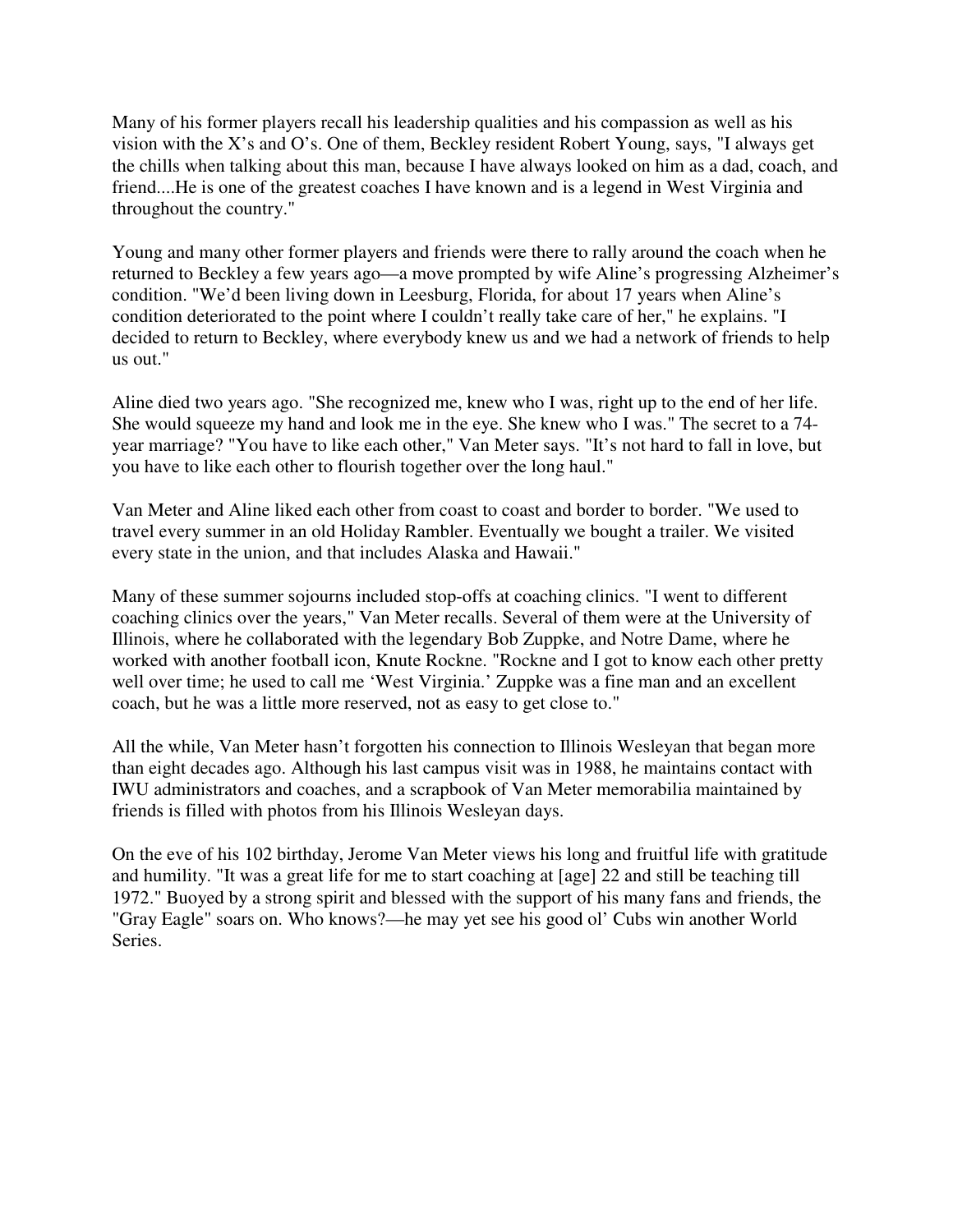Many of his former players recall his leadership qualities and his compassion as well as his vision with the X's and O's. One of them, Beckley resident Robert Young, says, "I always get the chills when talking about this man, because I have always looked on him as a dad, coach, and friend....He is one of the greatest coaches I have known and is a legend in West Virginia and throughout the country."

Young and many other former players and friends were there to rally around the coach when he returned to Beckley a few years ago—a move prompted by wife Aline's progressing Alzheimer's condition. "We'd been living down in Leesburg, Florida, for about 17 years when Aline's condition deteriorated to the point where I couldn't really take care of her," he explains. "I decided to return to Beckley, where everybody knew us and we had a network of friends to help us out."

Aline died two years ago. "She recognized me, knew who I was, right up to the end of her life. She would squeeze my hand and look me in the eye. She knew who I was." The secret to a 74-year marriage? "You have to like each other," Van Meter says. "It's not hard to fall in love, but you have to like each other to flourish together over the long haul."

Van Meter and Aline liked each other from coast to coast and border to border. "We used to travel every summer in an old Holiday Rambler. Eventually we bought a trailer. We visited every state in the union, and that includes Alaska and Hawaii."

Many of these summer sojourns included stop-offs at coaching clinics. "I went to different coaching clinics over the years," Van Meter recalls. Several of them were at the University of Illinois, where he collaborated with the legendary Bob Zuppke, and Notre Dame, where he worked with another football icon, Knute Rockne. "Rockne and I got to know each other pretty well over time; he used to call me 'West Virginia.' Zuppke was a fine man and an excellent coach, but he was a little more reserved, not as easy to get close to."

All the while, Van Meter hasn't forgotten his connection to Illinois Wesleyan that began more than eight decades ago. Although his last campus visit was in 1988, he maintains contact with IWU administrators and coaches, and a scrapbook of Van Meter memorabilia maintained by friends is filled with photos from his Illinois Wesleyan days.

On the eve of his 102 birthday, Jerome Van Meter views his long and fruitful life with gratitude and humility. "It was a great life for me to start coaching at [age] 22 and still be teaching till 1972." Buoyed by a strong spirit and blessed with the support of his many fans and friends, the "Gray Eagle" soars on. Who knows?—he may yet see his good ol' Cubs win another World Series.